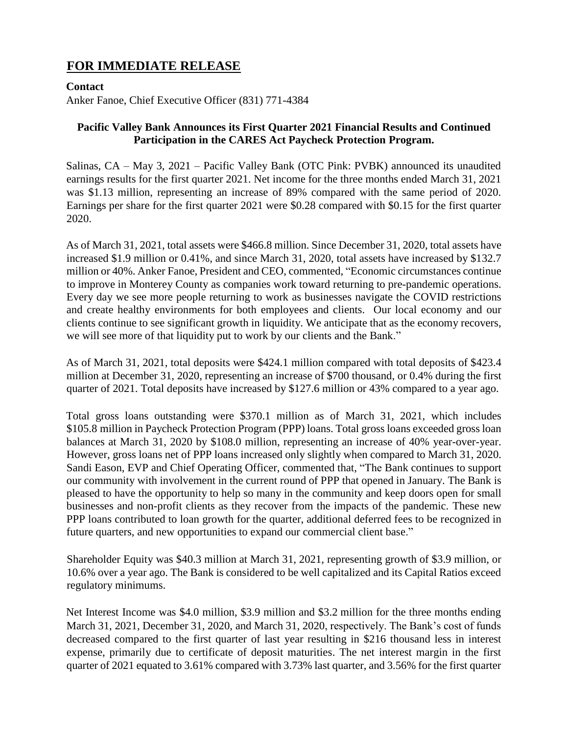# FOR IMMEDIATE RELEASE

**Contact**

Anker Fanoe, Chief Executive Officer (831) 771-4384

**Pacific Valley Bank Announces its First Quarter 2021 Financial Results and Continued Participation in the CARES Act Paycheck Protection Program.**

Salinas, CA – May 3, 2021 – Pacific Valley Bank (OTC Pink: PVBK) announced its unaudited earnings results for the first quarter 2021. Net income for the three months ended March 31, 2021 was $1.13 million, representing an increase of 89% compared with the same period of 2020. Earnings per share for the first quarter 2021 were $0.28 compared with $0.15 for the first quarter 2020.

As of March 31, 2021, total assets were $466.8 million. Since December 31, 2020, total assets have increased $1.9 million or 0.41%, and since March 31, 2020, total assets have increased by $132.7 million or 40%. Anker Fanoe, President and CEO, commented, "Economic circumstances continue to improve in Monterey County as companies work toward returning to pre-pandemic operations. Every day we see more people returning to work as businesses navigate the COVID restrictions and create healthy environments for both employees and clients. Our local economy and our clients continue to see significant growth in liquidity. We anticipate that as the economy recovers, we will see more of that liquidity put to work by our clients and the Bank."

As of March 31, 2021, total deposits were $424.1 million compared with total deposits of $423.4 million at December 31, 2020, representing an increase of $700 thousand, or 0.4% during the first quarter of 2021. Total deposits have increased by $127.6 million or 43% compared to a year ago.

Total gross loans outstanding were $370.1 million as of March 31, 2021, which includes $105.8 million in Paycheck Protection Program (PPP) loans. Total gross loans exceeded gross loan balances at March 31, 2020 by $108.0 million, representing an increase of 40% year-over-year. However, gross loans net of PPP loans increased only slightly when compared to March 31, 2020. Sandi Eason, EVP and Chief Operating Officer, commented that, "The Bank continues to support our community with involvement in the current round of PPP that opened in January. The Bank is pleased to have the opportunity to help so many in the community and keep doors open for small businesses and non-profit clients as they recover from the impacts of the pandemic. These new PPP loans contributed to loan growth for the quarter, additional deferred fees to be recognized in future quarters, and new opportunities to expand our commercial client base."

Shareholder Equity was $40.3 million at March 31, 2021, representing growth of $3.9 million, or 10.6% over a year ago. The Bank is considered to be well capitalized and its Capital Ratios exceed regulatory minimums.

Net Interest Income was $4.0 million, $3.9 million and $3.2 million for the three months ending March 31, 2021, December 31, 2020, and March 31, 2020, respectively. The Bank's cost of funds decreased compared to the first quarter of last year resulting in $216 thousand less in interest expense, primarily due to certificate of deposit maturities. The net interest margin in the first quarter of 2021 equated to 3.61% compared with 3.73% last quarter, and 3.56% for the first quarter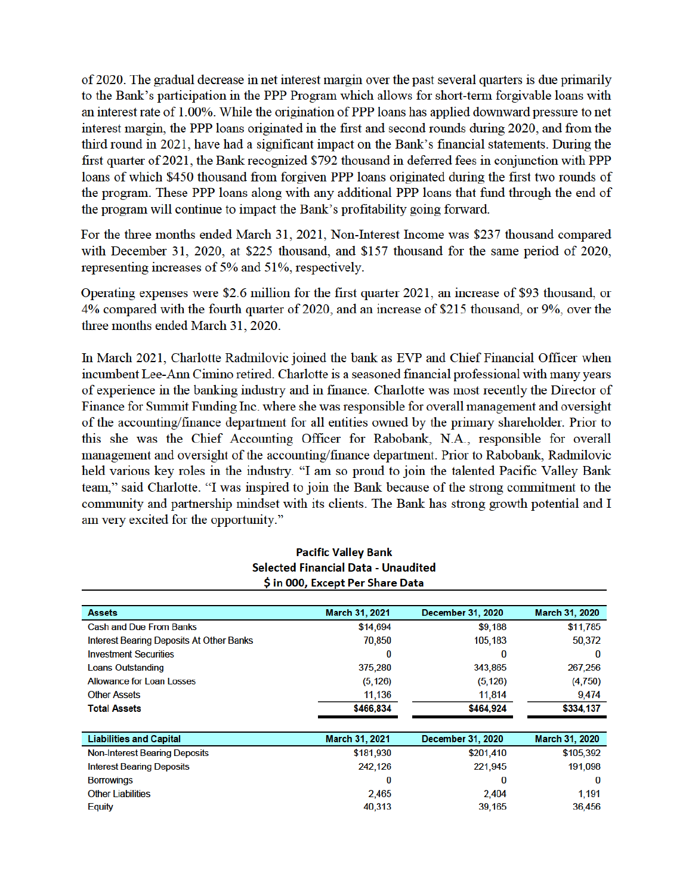of 2020. The gradual decrease in net interest margin over the past several quarters is due primarily to the Bank's participation in the PPP Program which allows for short-term forgivable loans with an interest rate of 1.00%. While the origination of PPP loans has applied downward pressure to net interest margin, the PPP loans originated in the first and second rounds during 2020, and from the third round in 2021, have had a significant impact on the Bank's financial statements. During the first quarter of 2021, the Bank recognized $792 thousand in deferred fees in conjunction with PPP loans of which $450 thousand from forgiven PPP loans originated during the first two rounds of the program. These PPP loans along with any additional PPP loans that fund through the end of the program will continue to impact the Bank's profitability going forward.

For the three months ended March 31, 2021, Non-Interest Income was $237 thousand compared with December 31, 2020, at $225 thousand, and $157 thousand for the same period of 2020, representing increases of 5% and 51%, respectively.

Operating expenses were $2.6 million for the first quarter 2021, an increase of $93 thousand, or 4% compared with the fourth quarter of 2020, and an increase of $215 thousand, or 9%, over the three months ended March 31, 2020.

In March 2021, Charlotte Radmilovic joined the bank as EVP and Chief Financial Officer when incumbent Lee-Ann Cimino retired. Charlotte is a seasoned financial professional with many years of experience in the banking industry and in finance. Charlotte was most recently the Director of Finance for Summit Funding Inc. where she was responsible for overall management and oversight of the accounting/finance department for all entities owned by the primary shareholder. Prior to this she was the Chief Accounting Officer for Rabobank, N.A., responsible for overall management and oversight of the accounting/finance department. Prior to Rabobank, Radmilovic held various key roles in the industry. "I am so proud to join the talented Pacific Valley Bank team," said Charlotte. "I was inspired to join the Bank because of the strong commitment to the community and partnership mindset with its clients. The Bank has strong growth potential and I am very excited for the opportunity."

**Pacific Valley Bank**
**Selected Financial Data - Unaudited**
**$ in 000, Except Per Share Data**

| Assets | March 31, 2021 | December 31, 2020 | March 31, 2020 |
|---|---|---|---|
| Cash and Due From Banks | $14,694 | $9,188 | $11,765 |
| Interest Bearing Deposits At Other Banks | 70,850 | 105,183 | 50,372 |
| Investment Securities | 0 | 0 | 0 |
| Loans Outstanding | 375,280 | 343,865 | 267,256 |
| Allowance for Loan Losses | (5,126) | (5,126) | (4,750) |
| Other Assets | 11,136 | 11,814 | 9,474 |
| **Total Assets** | **$466,834** | **$464,924** | **$334,137** |

| Liabilities and Capital | March 31, 2021 | December 31, 2020 | March 31, 2020 |
|---|---|---|---|
| Non-Interest Bearing Deposits | $181,930 | $201,410 | $105,392 |
| Interest Bearing Deposits | 242,126 | 221,945 | 191,098 |
| Borrowings | 0 | 0 | 0 |
| Other Liabilities | 2,465 | 2,404 | 1,191 |
| Equity | 40,313 | 39,165 | 36,456 |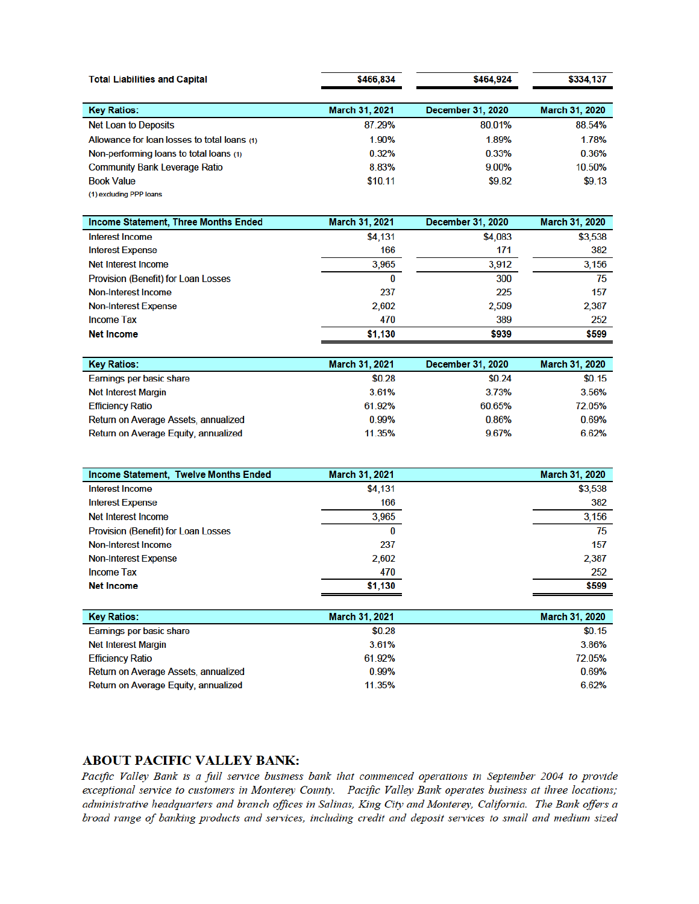| Total Liabilities and Capital | $466,834 | $464,924 | $334,137 |
|---|---|---|---|

| Key Ratios: | March 31, 2021 | December 31, 2020 | March 31, 2020 |
|---|---|---|---|
| Net Loan to Deposits | 87.29% | 80.01% | 88.54% |
| Allowance for loan losses to total loans (1) | 1.90% | 1.89% | 1.78% |
| Non-performing loans to total loans (1) | 0.32% | 0.33% | 0.36% |
| Community Bank Leverage Ratio | 8.83% | 9.00% | 10.50% |
| Book Value | $10.11 | $9.82 | $9.13 |

(1) excluding PPP loans

| Income Statement, Three Months Ended | March 31, 2021 | December 31, 2020 | March 31, 2020 |
|---|---|---|---|
| Interest Income | $4,131 | $4,083 | $3,538 |
| Interest Expense | 166 | 171 | 382 |
| Net Interest Income | 3,965 | 3,912 | 3,156 |
| Provision (Benefit) for Loan Losses | 0 | 300 | 75 |
| Non-Interest Income | 237 | 225 | 157 |
| Non-Interest Expense | 2,602 | 2,509 | 2,387 |
| Income Tax | 470 | 389 | 252 |
| **Net Income** | **$1,130** | **$939** | **$599** |

| Key Ratios: | March 31, 2021 | December 31, 2020 | March 31, 2020 |
|---|---|---|---|
| Earnings per basic share | $0.28 | $0.24 | $0.15 |
| Net Interest Margin | 3.61% | 3.73% | 3.56% |
| Efficiency Ratio | 61.92% | 60.65% | 72.05% |
| Return on Average Assets, annualized | 0.99% | 0.86% | 0.69% |
| Return on Average Equity, annualized | 11.35% | 9.67% | 6.62% |

| Income Statement, Twelve Months Ended | March 31, 2021 | March 31, 2020 |
|---|---|---|
| Interest Income | $4,131 | $3,538 |
| Interest Expense | 166 | 382 |
| Net Interest Income | 3,965 | 3,156 |
| Provision (Benefit) for Loan Losses | 0 | 75 |
| Non-Interest Income | 237 | 157 |
| Non-Interest Expense | 2,602 | 2,387 |
| Income Tax | 470 | 252 |
| **Net Income** | **$1,130** | **$599** |

| Key Ratios: | March 31, 2021 | March 31, 2020 |
|---|---|---|
| Earnings per basic share | $0.28 | $0.15 |
| Net Interest Margin | 3.61% | 3.86% |
| Efficiency Ratio | 61.92% | 72.05% |
| Return on Average Assets, annualized | 0.99% | 0.69% |
| Return on Average Equity, annualized | 11.35% | 6.62% |

## ABOUT PACIFIC VALLEY BANK:

*Pacific Valley Bank is a full service business bank that commenced operations in September 2004 to provide exceptional service to customers in Monterey County. Pacific Valley Bank operates business at three locations; administrative headquarters and branch offices in Salinas, King City and Monterey, California. The Bank offers a broad range of banking products and services, including credit and deposit services to small and medium sized*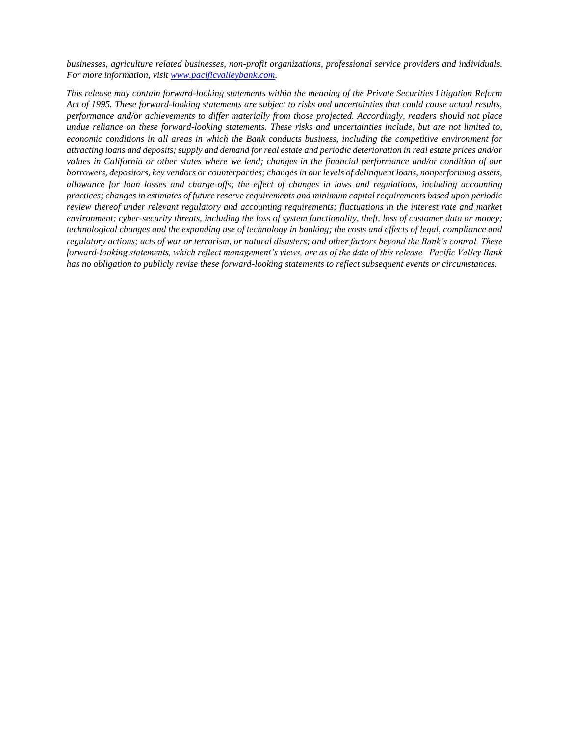*businesses, agriculture related businesses, non-profit organizations, professional service providers and individuals. For more information, visit [www.pacificvalleybank.com](www.pacificvalleybank.com).*

*This release may contain forward-looking statements within the meaning of the Private Securities Litigation Reform Act of 1995. These forward-looking statements are subject to risks and uncertainties that could cause actual results, performance and/or achievements to differ materially from those projected. Accordingly, readers should not place undue reliance on these forward-looking statements. These risks and uncertainties include, but are not limited to, economic conditions in all areas in which the Bank conducts business, including the competitive environment for attracting loans and deposits; supply and demand for real estate and periodic deterioration in real estate prices and/or values in California or other states where we lend; changes in the financial performance and/or condition of our borrowers, depositors, key vendors or counterparties; changes in our levels of delinquent loans, nonperforming assets, allowance for loan losses and charge-offs; the effect of changes in laws and regulations, including accounting practices; changes in estimates of future reserve requirements and minimum capital requirements based upon periodic review thereof under relevant regulatory and accounting requirements; fluctuations in the interest rate and market environment; cyber-security threats, including the loss of system functionality, theft, loss of customer data or money; technological changes and the expanding use of technology in banking; the costs and effects of legal, compliance and regulatory actions; acts of war or terrorism, or natural disasters; and other factors beyond the Bank's control. These forward-looking statements, which reflect management's views, are as of the date of this release. Pacific Valley Bank has no obligation to publicly revise these forward-looking statements to reflect subsequent events or circumstances.*